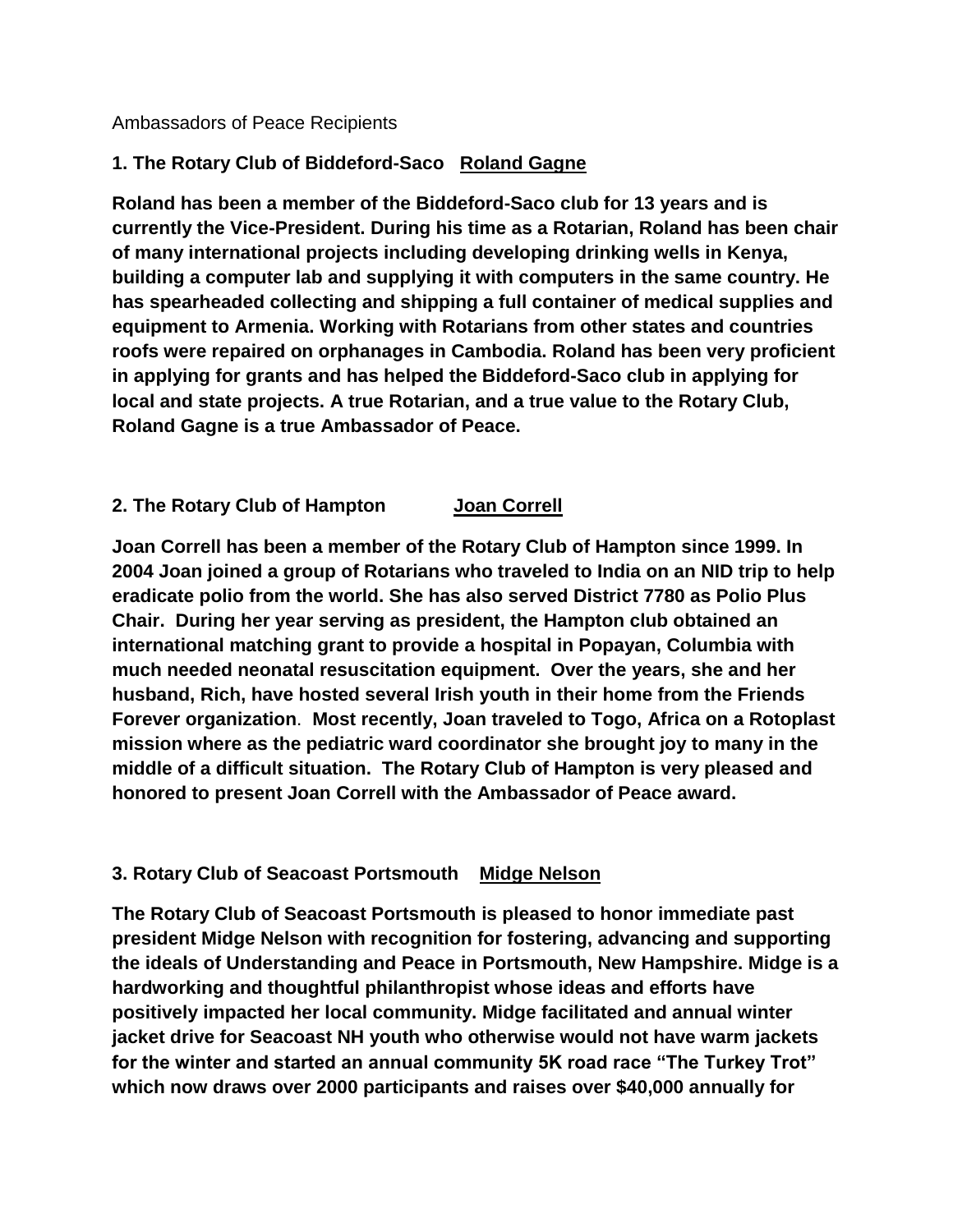Ambassadors of Peace Recipients

**1. The Rotary Club of Biddeford-Saco** **<u>Roland Gagne</u>**

**Roland has been a member of the Biddeford-Saco club for 13 years and is currently the Vice-President. During his time as a Rotarian, Roland has been chair of many international projects including developing drinking wells in Kenya, building a computer lab and supplying it with computers in the same country. He has spearheaded collecting and shipping a full container of medical supplies and equipment to Armenia. Working with Rotarians from other states and countries roofs were repaired on orphanages in Cambodia. Roland has been very proficient in applying for grants and has helped the Biddeford-Saco club in applying for local and state projects. A true Rotarian, and a true value to the Rotary Club, Roland Gagne is a true Ambassador of Peace.**

**2. The Rotary Club of Hampton** **<u>Joan Correll</u>**

**Joan Correll has been a member of the Rotary Club of Hampton since 1999. In 2004 Joan joined a group of Rotarians who traveled to India on an NID trip to help eradicate polio from the world. She has also served District 7780 as Polio Plus Chair. During her year serving as president, the Hampton club obtained an international matching grant to provide a hospital in Popayan, Columbia with much needed neonatal resuscitation equipment. Over the years, she and her husband, Rich, have hosted several Irish youth in their home from the Friends Forever organization. Most recently, Joan traveled to Togo, Africa on a Rotoplast mission where as the pediatric ward coordinator she brought joy to many in the middle of a difficult situation. The Rotary Club of Hampton is very pleased and honored to present Joan Correll with the Ambassador of Peace award.**

**3. Rotary Club of Seacoast Portsmouth** **<u>Midge Nelson</u>**

**The Rotary Club of Seacoast Portsmouth is pleased to honor immediate past president Midge Nelson with recognition for fostering, advancing and supporting the ideals of Understanding and Peace in Portsmouth, New Hampshire. Midge is a hardworking and thoughtful philanthropist whose ideas and efforts have positively impacted her local community. Midge facilitated and annual winter jacket drive for Seacoast NH youth who otherwise would not have warm jackets for the winter and started an annual community 5K road race "The Turkey Trot" which now draws over 2000 participants and raises over $40,000 annually for**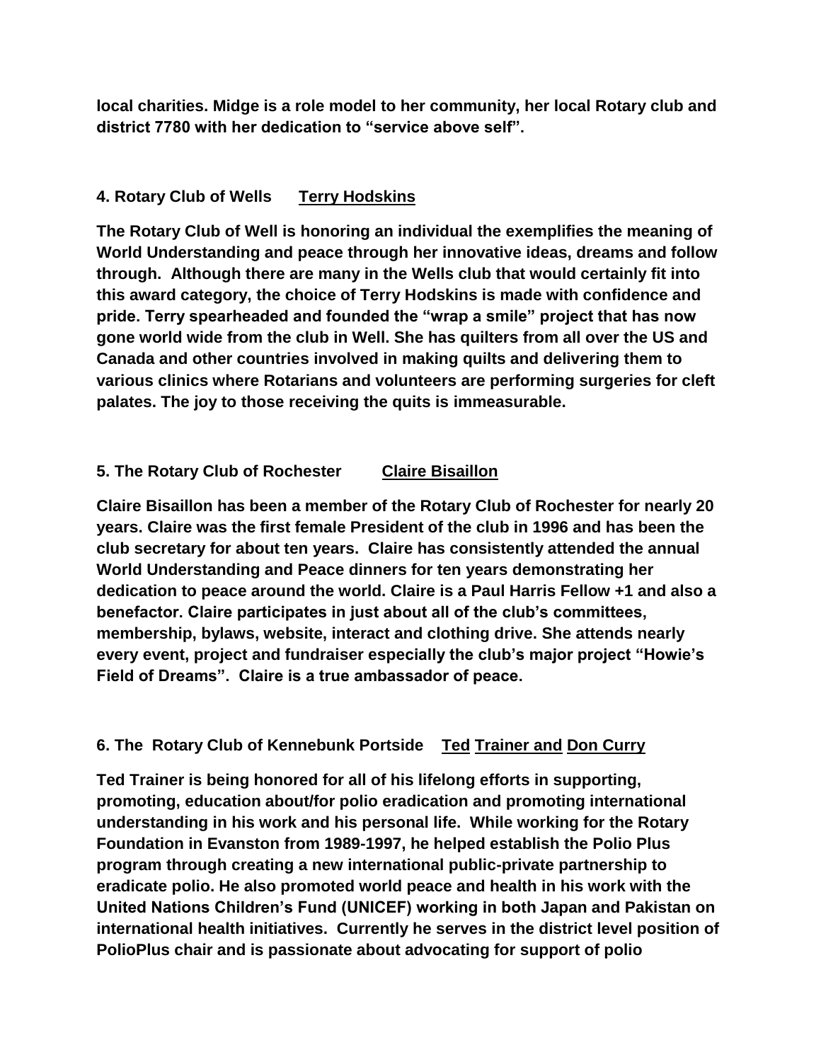**local charities. Midge is a role model to her community, her local Rotary club and district 7780 with her dedication to "service above self".**

**4. Rotary Club of Wells Terry Hodskins**

**The Rotary Club of Well is honoring an individual the exemplifies the meaning of World Understanding and peace through her innovative ideas, dreams and follow through. Although there are many in the Wells club that would certainly fit into this award category, the choice of Terry Hodskins is made with confidence and pride. Terry spearheaded and founded the "wrap a smile" project that has now gone world wide from the club in Well. She has quilters from all over the US and Canada and other countries involved in making quilts and delivering them to various clinics where Rotarians and volunteers are performing surgeries for cleft palates. The joy to those receiving the quits is immeasurable.**

**5. The Rotary Club of Rochester Claire Bisaillon**

**Claire Bisaillon has been a member of the Rotary Club of Rochester for nearly 20 years. Claire was the first female President of the club in 1996 and has been the club secretary for about ten years. Claire has consistently attended the annual World Understanding and Peace dinners for ten years demonstrating her dedication to peace around the world. Claire is a Paul Harris Fellow +1 and also a benefactor. Claire participates in just about all of the club's committees, membership, bylaws, website, interact and clothing drive. She attends nearly every event, project and fundraiser especially the club's major project "Howie's Field of Dreams". Claire is a true ambassador of peace.**

**6. The Rotary Club of Kennebunk Portside Ted Trainer and Don Curry**

**Ted Trainer is being honored for all of his lifelong efforts in supporting, promoting, education about/for polio eradication and promoting international understanding in his work and his personal life. While working for the Rotary Foundation in Evanston from 1989-1997, he helped establish the Polio Plus program through creating a new international public-private partnership to eradicate polio. He also promoted world peace and health in his work with the United Nations Children's Fund (UNICEF) working in both Japan and Pakistan on international health initiatives. Currently he serves in the district level position of PolioPlus chair and is passionate about advocating for support of polio**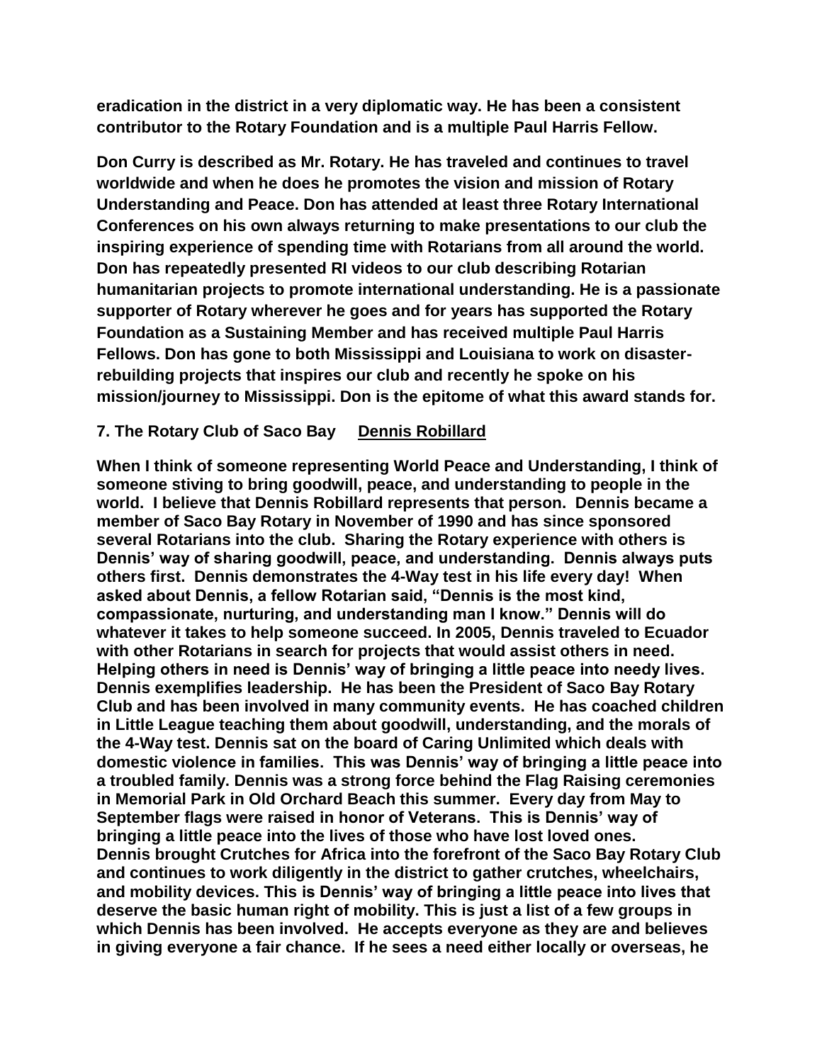**eradication in the district in a very diplomatic way. He has been a consistent contributor to the Rotary Foundation and is a multiple Paul Harris Fellow.**

**Don Curry is described as Mr. Rotary. He has traveled and continues to travel worldwide and when he does he promotes the vision and mission of Rotary Understanding and Peace. Don has attended at least three Rotary International Conferences on his own always returning to make presentations to our club the inspiring experience of spending time with Rotarians from all around the world. Don has repeatedly presented RI videos to our club describing Rotarian humanitarian projects to promote international understanding. He is a passionate supporter of Rotary wherever he goes and for years has supported the Rotary Foundation as a Sustaining Member and has received multiple Paul Harris Fellows. Don has gone to both Mississippi and Louisiana to work on disaster-rebuilding projects that inspires our club and recently he spoke on his mission/journey to Mississippi. Don is the epitome of what this award stands for.**

**7. The Rotary Club of Saco Bay** <u>**Dennis Robillard**</u>

**When I think of someone representing World Peace and Understanding, I think of someone stiving to bring goodwill, peace, and understanding to people in the world. I believe that Dennis Robillard represents that person. Dennis became a member of Saco Bay Rotary in November of 1990 and has since sponsored several Rotarians into the club. Sharing the Rotary experience with others is Dennis' way of sharing goodwill, peace, and understanding. Dennis always puts others first. Dennis demonstrates the 4-Way test in his life every day! When asked about Dennis, a fellow Rotarian said, "Dennis is the most kind, compassionate, nurturing, and understanding man I know." Dennis will do whatever it takes to help someone succeed. In 2005, Dennis traveled to Ecuador with other Rotarians in search for projects that would assist others in need. Helping others in need is Dennis' way of bringing a little peace into needy lives. Dennis exemplifies leadership. He has been the President of Saco Bay Rotary Club and has been involved in many community events. He has coached children in Little League teaching them about goodwill, understanding, and the morals of the 4-Way test. Dennis sat on the board of Caring Unlimited which deals with domestic violence in families. This was Dennis' way of bringing a little peace into a troubled family. Dennis was a strong force behind the Flag Raising ceremonies in Memorial Park in Old Orchard Beach this summer. Every day from May to September flags were raised in honor of Veterans. This is Dennis' way of bringing a little peace into the lives of those who have lost loved ones. Dennis brought Crutches for Africa into the forefront of the Saco Bay Rotary Club and continues to work diligently in the district to gather crutches, wheelchairs, and mobility devices. This is Dennis' way of bringing a little peace into lives that deserve the basic human right of mobility. This is just a list of a few groups in which Dennis has been involved. He accepts everyone as they are and believes in giving everyone a fair chance. If he sees a need either locally or overseas, he**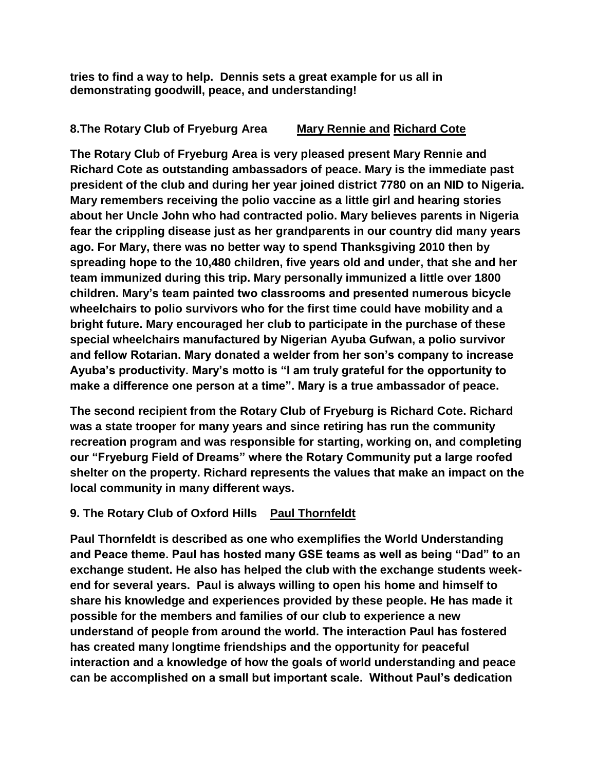**tries to find a way to help. Dennis sets a great example for us all in demonstrating goodwill, peace, and understanding!**

**8.The Rotary Club of Fryeburg Area** <u>**Mary Rennie and**</u> <u>**Richard Cote**</u>

**The Rotary Club of Fryeburg Area is very pleased present Mary Rennie and Richard Cote as outstanding ambassadors of peace. Mary is the immediate past president of the club and during her year joined district 7780 on an NID to Nigeria. Mary remembers receiving the polio vaccine as a little girl and hearing stories about her Uncle John who had contracted polio. Mary believes parents in Nigeria fear the crippling disease just as her grandparents in our country did many years ago. For Mary, there was no better way to spend Thanksgiving 2010 then by spreading hope to the 10,480 children, five years old and under, that she and her team immunized during this trip. Mary personally immunized a little over 1800 children. Mary's team painted two classrooms and presented numerous bicycle wheelchairs to polio survivors who for the first time could have mobility and a bright future. Mary encouraged her club to participate in the purchase of these special wheelchairs manufactured by Nigerian Ayuba Gufwan, a polio survivor and fellow Rotarian. Mary donated a welder from her son's company to increase Ayuba's productivity. Mary's motto is "I am truly grateful for the opportunity to make a difference one person at a time". Mary is a true ambassador of peace.**

**The second recipient from the Rotary Club of Fryeburg is Richard Cote. Richard was a state trooper for many years and since retiring has run the community recreation program and was responsible for starting, working on, and completing our "Fryeburg Field of Dreams" where the Rotary Community put a large roofed shelter on the property. Richard represents the values that make an impact on the local community in many different ways.**

**9. The Rotary Club of Oxford Hills** <u>**Paul Thornfeldt**</u>

**Paul Thornfeldt is described as one who exemplifies the World Understanding and Peace theme. Paul has hosted many GSE teams as well as being "Dad" to an exchange student. He also has helped the club with the exchange students week-end for several years. Paul is always willing to open his home and himself to share his knowledge and experiences provided by these people. He has made it possible for the members and families of our club to experience a new understand of people from around the world. The interaction Paul has fostered has created many longtime friendships and the opportunity for peaceful interaction and a knowledge of how the goals of world understanding and peace can be accomplished on a small but important scale. Without Paul's dedication**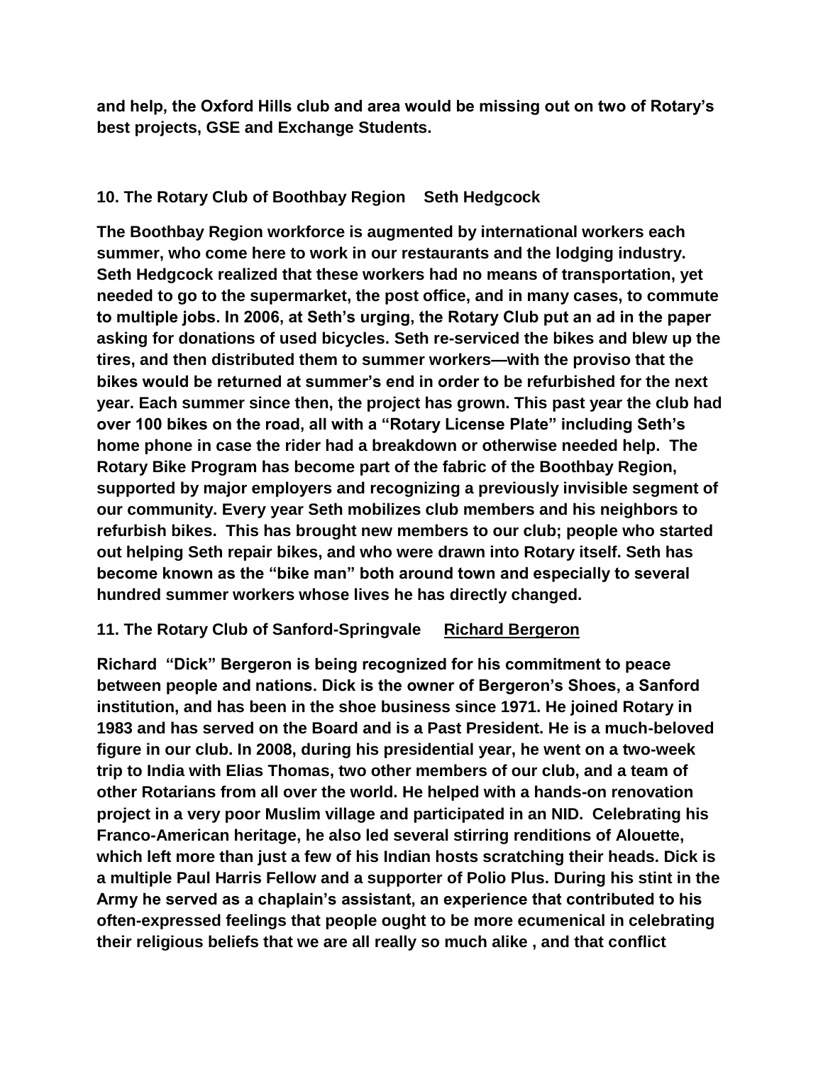**and help, the Oxford Hills club and area would be missing out on two of Rotary's best projects, GSE and Exchange Students.**

**10. The Rotary Club of Boothbay Region    Seth Hedgcock**

**The Boothbay Region workforce is augmented by international workers each summer, who come here to work in our restaurants and the lodging industry. Seth Hedgcock realized that these workers had no means of transportation, yet needed to go to the supermarket, the post office, and in many cases, to commute to multiple jobs. In 2006, at Seth's urging, the Rotary Club put an ad in the paper asking for donations of used bicycles. Seth re-serviced the bikes and blew up the tires, and then distributed them to summer workers—with the proviso that the bikes would be returned at summer's end in order to be refurbished for the next year. Each summer since then, the project has grown. This past year the club had over 100 bikes on the road, all with a "Rotary License Plate" including Seth's home phone in case the rider had a breakdown or otherwise needed help. The Rotary Bike Program has become part of the fabric of the Boothbay Region, supported by major employers and recognizing a previously invisible segment of our community. Every year Seth mobilizes club members and his neighbors to refurbish bikes. This has brought new members to our club; people who started out helping Seth repair bikes, and who were drawn into Rotary itself. Seth has become known as the "bike man" both around town and especially to several hundred summer workers whose lives he has directly changed.**

**11. The Rotary Club of Sanford-Springvale    <u>Richard Bergeron</u>**

**Richard "Dick" Bergeron is being recognized for his commitment to peace between people and nations. Dick is the owner of Bergeron's Shoes, a Sanford institution, and has been in the shoe business since 1971. He joined Rotary in 1983 and has served on the Board and is a Past President. He is a much-beloved figure in our club. In 2008, during his presidential year, he went on a two-week trip to India with Elias Thomas, two other members of our club, and a team of other Rotarians from all over the world. He helped with a hands-on renovation project in a very poor Muslim village and participated in an NID. Celebrating his Franco-American heritage, he also led several stirring renditions of Alouette, which left more than just a few of his Indian hosts scratching their heads. Dick is a multiple Paul Harris Fellow and a supporter of Polio Plus. During his stint in the Army he served as a chaplain's assistant, an experience that contributed to his often-expressed feelings that people ought to be more ecumenical in celebrating their religious beliefs that we are all really so much alike , and that conflict**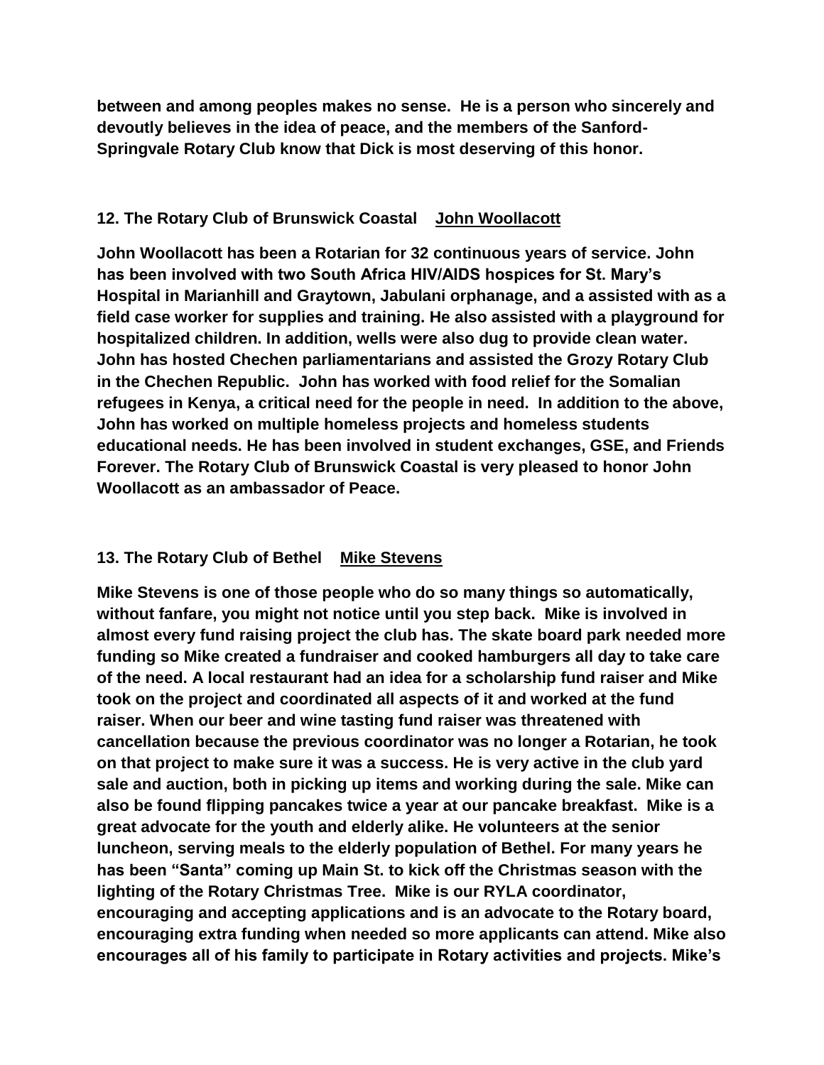**between and among peoples makes no sense. He is a person who sincerely and devoutly believes in the idea of peace, and the members of the Sanford-Springvale Rotary Club know that Dick is most deserving of this honor.**

**12. The Rotary Club of Brunswick Coastal <u>John Woollacott</u>**

**John Woollacott has been a Rotarian for 32 continuous years of service. John has been involved with two South Africa HIV/AIDS hospices for St. Mary's Hospital in Marianhill and Graytown, Jabulani orphanage, and a assisted with as a field case worker for supplies and training. He also assisted with a playground for hospitalized children. In addition, wells were also dug to provide clean water. John has hosted Chechen parliamentarians and assisted the Grozy Rotary Club in the Chechen Republic. John has worked with food relief for the Somalian refugees in Kenya, a critical need for the people in need. In addition to the above, John has worked on multiple homeless projects and homeless students educational needs. He has been involved in student exchanges, GSE, and Friends Forever. The Rotary Club of Brunswick Coastal is very pleased to honor John Woollacott as an ambassador of Peace.**

**13. The Rotary Club of Bethel <u>Mike Stevens</u>**

**Mike Stevens is one of those people who do so many things so automatically, without fanfare, you might not notice until you step back. Mike is involved in almost every fund raising project the club has. The skate board park needed more funding so Mike created a fundraiser and cooked hamburgers all day to take care of the need. A local restaurant had an idea for a scholarship fund raiser and Mike took on the project and coordinated all aspects of it and worked at the fund raiser. When our beer and wine tasting fund raiser was threatened with cancellation because the previous coordinator was no longer a Rotarian, he took on that project to make sure it was a success. He is very active in the club yard sale and auction, both in picking up items and working during the sale. Mike can also be found flipping pancakes twice a year at our pancake breakfast. Mike is a great advocate for the youth and elderly alike. He volunteers at the senior luncheon, serving meals to the elderly population of Bethel. For many years he has been "Santa" coming up Main St. to kick off the Christmas season with the lighting of the Rotary Christmas Tree. Mike is our RYLA coordinator, encouraging and accepting applications and is an advocate to the Rotary board, encouraging extra funding when needed so more applicants can attend. Mike also encourages all of his family to participate in Rotary activities and projects. Mike's**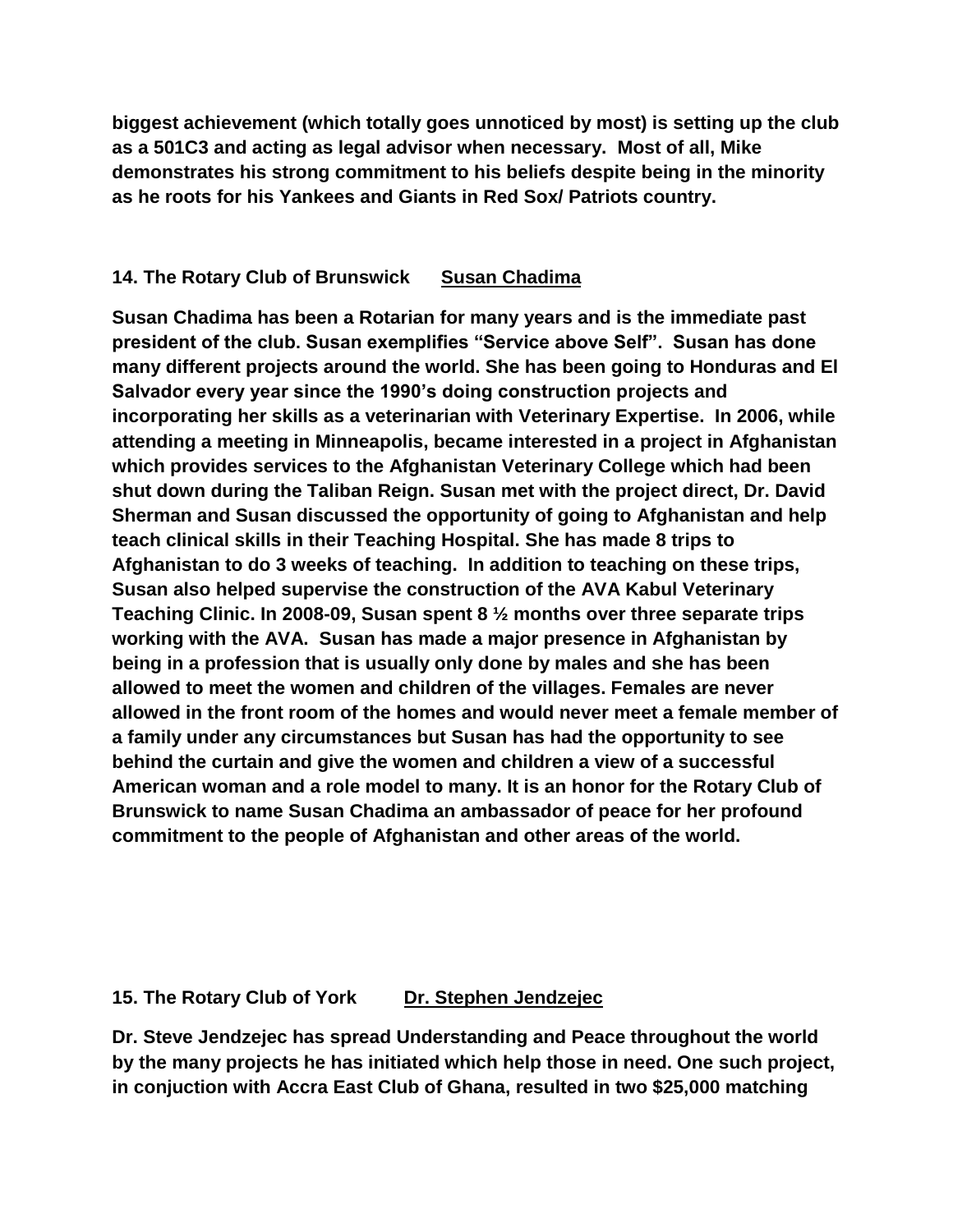**biggest achievement (which totally goes unnoticed by most) is setting up the club as a 501C3 and acting as legal advisor when necessary. Most of all, Mike demonstrates his strong commitment to his beliefs despite being in the minority as he roots for his Yankees and Giants in Red Sox/ Patriots country.**

**14. The Rotary Club of Brunswick** **Susan Chadima**

**Susan Chadima has been a Rotarian for many years and is the immediate past president of the club. Susan exemplifies "Service above Self". Susan has done many different projects around the world. She has been going to Honduras and El Salvador every year since the 1990's doing construction projects and incorporating her skills as a veterinarian with Veterinary Expertise. In 2006, while attending a meeting in Minneapolis, became interested in a project in Afghanistan which provides services to the Afghanistan Veterinary College which had been shut down during the Taliban Reign. Susan met with the project direct, Dr. David Sherman and Susan discussed the opportunity of going to Afghanistan and help teach clinical skills in their Teaching Hospital. She has made 8 trips to Afghanistan to do 3 weeks of teaching. In addition to teaching on these trips, Susan also helped supervise the construction of the AVA Kabul Veterinary Teaching Clinic. In 2008-09, Susan spent 8 ½ months over three separate trips working with the AVA. Susan has made a major presence in Afghanistan by being in a profession that is usually only done by males and she has been allowed to meet the women and children of the villages. Females are never allowed in the front room of the homes and would never meet a female member of a family under any circumstances but Susan has had the opportunity to see behind the curtain and give the women and children a view of a successful American woman and a role model to many. It is an honor for the Rotary Club of Brunswick to name Susan Chadima an ambassador of peace for her profound commitment to the people of Afghanistan and other areas of the world.**

**15. The Rotary Club of York** **Dr. Stephen Jendzejec**

**Dr. Steve Jendzejec has spread Understanding and Peace throughout the world by the many projects he has initiated which help those in need. One such project, in conjuction with Accra East Club of Ghana, resulted in two $25,000 matching**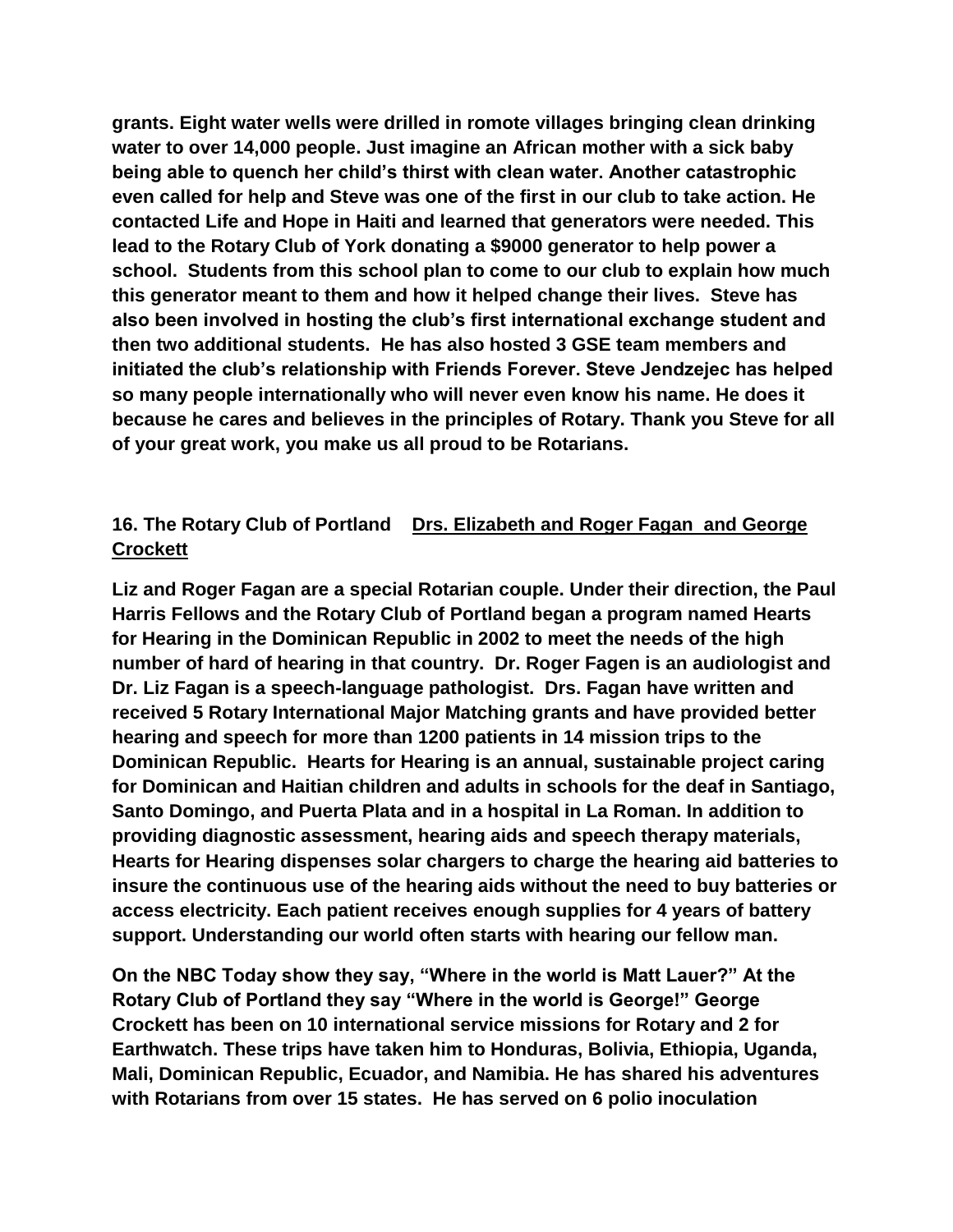**grants. Eight water wells were drilled in romote villages bringing clean drinking water to over 14,000 people. Just imagine an African mother with a sick baby being able to quench her child's thirst with clean water. Another catastrophic even called for help and Steve was one of the first in our club to take action. He contacted Life and Hope in Haiti and learned that generators were needed. This lead to the Rotary Club of York donating a $9000 generator to help power a school. Students from this school plan to come to our club to explain how much this generator meant to them and how it helped change their lives. Steve has also been involved in hosting the club's first international exchange student and then two additional students. He has also hosted 3 GSE team members and initiated the club's relationship with Friends Forever. Steve Jendzejec has helped so many people internationally who will never even know his name. He does it because he cares and believes in the principles of Rotary. Thank you Steve for all of your great work, you make us all proud to be Rotarians.**

**16. The Rotary Club of Portland <u>Drs. Elizabeth and Roger Fagan and George Crockett</u>**

**Liz and Roger Fagan are a special Rotarian couple. Under their direction, the Paul Harris Fellows and the Rotary Club of Portland began a program named Hearts for Hearing in the Dominican Republic in 2002 to meet the needs of the high number of hard of hearing in that country. Dr. Roger Fagen is an audiologist and Dr. Liz Fagan is a speech-language pathologist. Drs. Fagan have written and received 5 Rotary International Major Matching grants and have provided better hearing and speech for more than 1200 patients in 14 mission trips to the Dominican Republic. Hearts for Hearing is an annual, sustainable project caring for Dominican and Haitian children and adults in schools for the deaf in Santiago, Santo Domingo, and Puerta Plata and in a hospital in La Roman. In addition to providing diagnostic assessment, hearing aids and speech therapy materials, Hearts for Hearing dispenses solar chargers to charge the hearing aid batteries to insure the continuous use of the hearing aids without the need to buy batteries or access electricity. Each patient receives enough supplies for 4 years of battery support. Understanding our world often starts with hearing our fellow man.**

**On the NBC Today show they say, "Where in the world is Matt Lauer?" At the Rotary Club of Portland they say "Where in the world is George!" George Crockett has been on 10 international service missions for Rotary and 2 for Earthwatch. These trips have taken him to Honduras, Bolivia, Ethiopia, Uganda, Mali, Dominican Republic, Ecuador, and Namibia. He has shared his adventures with Rotarians from over 15 states. He has served on 6 polio inoculation**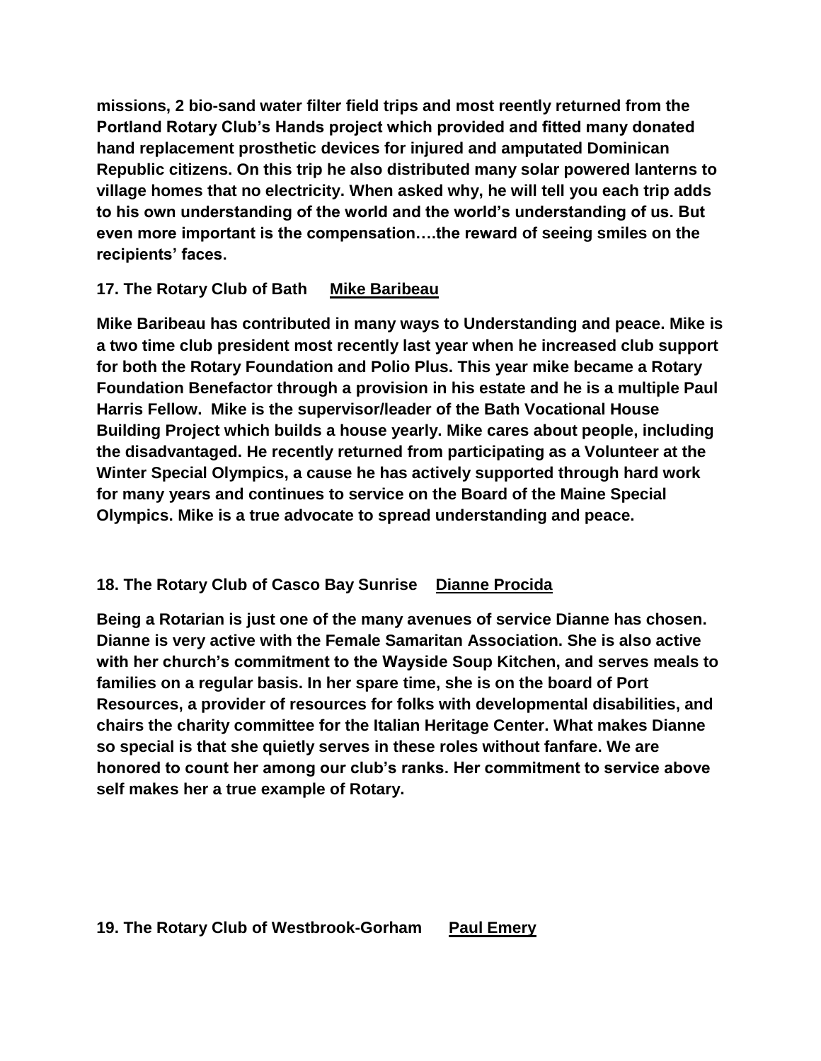**missions, 2 bio-sand water filter field trips and most reently returned from the Portland Rotary Club's Hands project which provided and fitted many donated hand replacement prosthetic devices for injured and amputated Dominican Republic citizens. On this trip he also distributed many solar powered lanterns to village homes that no electricity. When asked why, he will tell you each trip adds to his own understanding of the world and the world's understanding of us. But even more important is the compensation….the reward of seeing smiles on the recipients' faces.**

**17. The Rotary Club of Bath** **<u>Mike Baribeau</u>**

**Mike Baribeau has contributed in many ways to Understanding and peace. Mike is a two time club president most recently last year when he increased club support for both the Rotary Foundation and Polio Plus. This year mike became a Rotary Foundation Benefactor through a provision in his estate and he is a multiple Paul Harris Fellow. Mike is the supervisor/leader of the Bath Vocational House Building Project which builds a house yearly. Mike cares about people, including the disadvantaged. He recently returned from participating as a Volunteer at the Winter Special Olympics, a cause he has actively supported through hard work for many years and continues to service on the Board of the Maine Special Olympics. Mike is a true advocate to spread understanding and peace.**

**18. The Rotary Club of Casco Bay Sunrise** **<u>Dianne Procida</u>**

**Being a Rotarian is just one of the many avenues of service Dianne has chosen. Dianne is very active with the Female Samaritan Association. She is also active with her church's commitment to the Wayside Soup Kitchen, and serves meals to families on a regular basis. In her spare time, she is on the board of Port Resources, a provider of resources for folks with developmental disabilities, and chairs the charity committee for the Italian Heritage Center. What makes Dianne so special is that she quietly serves in these roles without fanfare. We are honored to count her among our club's ranks. Her commitment to service above self makes her a true example of Rotary.**

**19. The Rotary Club of Westbrook-Gorham** **<u>Paul Emery</u>**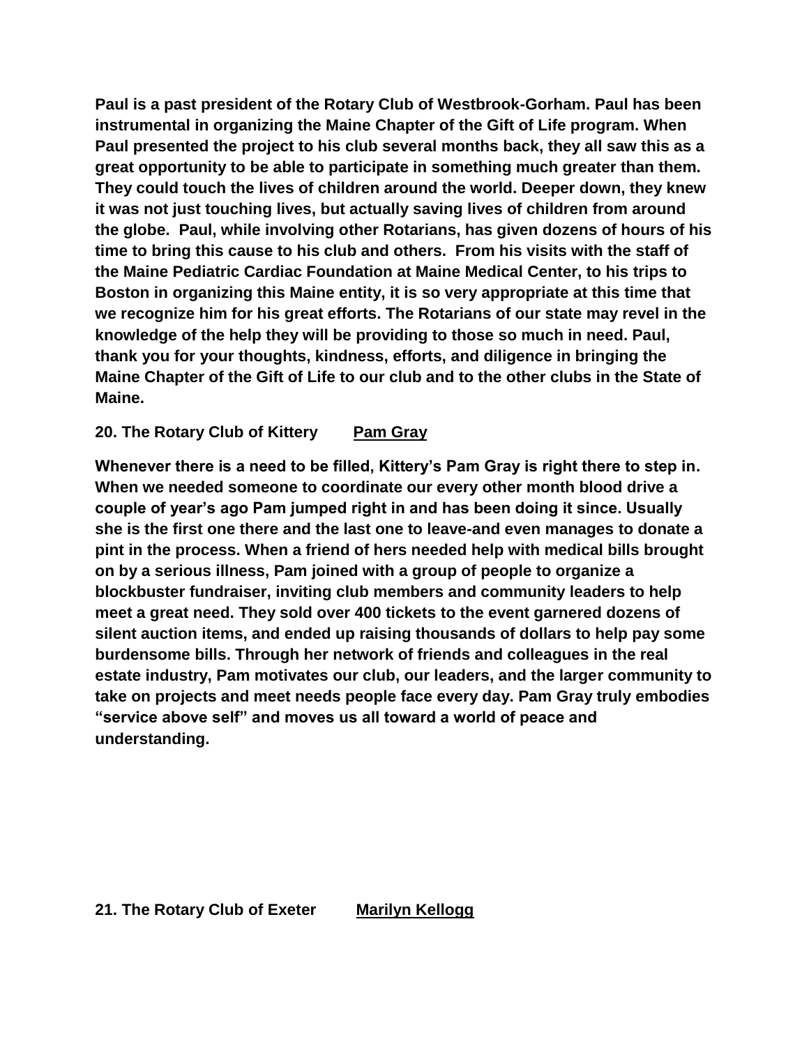**Paul is a past president of the Rotary Club of Westbrook-Gorham. Paul has been instrumental in organizing the Maine Chapter of the Gift of Life program. When Paul presented the project to his club several months back, they all saw this as a great opportunity to be able to participate in something much greater than them. They could touch the lives of children around the world. Deeper down, they knew it was not just touching lives, but actually saving lives of children from around the globe. Paul, while involving other Rotarians, has given dozens of hours of his time to bring this cause to his club and others. From his visits with the staff of the Maine Pediatric Cardiac Foundation at Maine Medical Center, to his trips to Boston in organizing this Maine entity, it is so very appropriate at this time that we recognize him for his great efforts. The Rotarians of our state may revel in the knowledge of the help they will be providing to those so much in need. Paul, thank you for your thoughts, kindness, efforts, and diligence in bringing the Maine Chapter of the Gift of Life to our club and to the other clubs in the State of Maine.**

**20. The Rotary Club of Kittery** **<u>Pam Gray</u>**

**Whenever there is a need to be filled, Kittery's Pam Gray is right there to step in. When we needed someone to coordinate our every other month blood drive a couple of year's ago Pam jumped right in and has been doing it since. Usually she is the first one there and the last one to leave-and even manages to donate a pint in the process. When a friend of hers needed help with medical bills brought on by a serious illness, Pam joined with a group of people to organize a blockbuster fundraiser, inviting club members and community leaders to help meet a great need. They sold over 400 tickets to the event garnered dozens of silent auction items, and ended up raising thousands of dollars to help pay some burdensome bills. Through her network of friends and colleagues in the real estate industry, Pam motivates our club, our leaders, and the larger community to take on projects and meet needs people face every day. Pam Gray truly embodies "service above self" and moves us all toward a world of peace and understanding.**

**21. The Rotary Club of Exeter** **<u>Marilyn Kellogg</u>**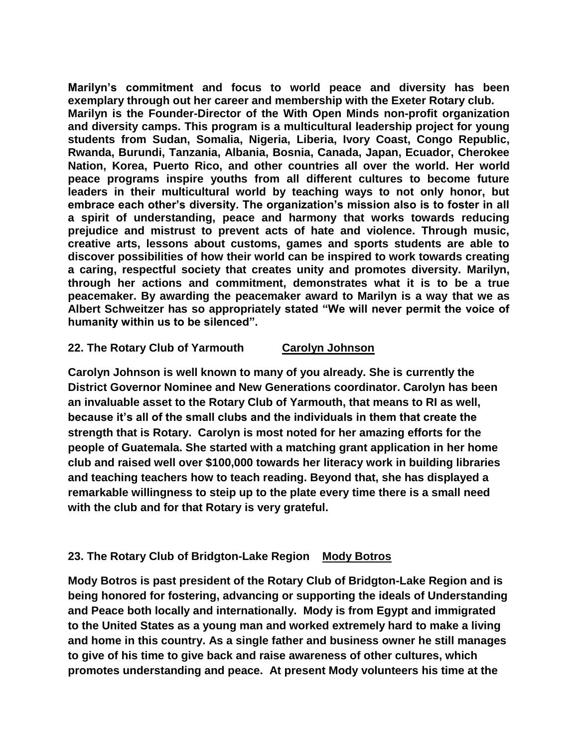**Marilyn's commitment and focus to world peace and diversity has been exemplary through out her career and membership with the Exeter Rotary club. Marilyn is the Founder-Director of the With Open Minds non-profit organization and diversity camps. This program is a multicultural leadership project for young students from Sudan, Somalia, Nigeria, Liberia, Ivory Coast, Congo Republic, Rwanda, Burundi, Tanzania, Albania, Bosnia, Canada, Japan, Ecuador, Cherokee Nation, Korea, Puerto Rico, and other countries all over the world. Her world peace programs inspire youths from all different cultures to become future leaders in their multicultural world by teaching ways to not only honor, but embrace each other's diversity. The organization's mission also is to foster in all a spirit of understanding, peace and harmony that works towards reducing prejudice and mistrust to prevent acts of hate and violence. Through music, creative arts, lessons about customs, games and sports students are able to discover possibilities of how their world can be inspired to work towards creating a caring, respectful society that creates unity and promotes diversity. Marilyn, through her actions and commitment, demonstrates what it is to be a true peacemaker. By awarding the peacemaker award to Marilyn is a way that we as Albert Schweitzer has so appropriately stated "We will never permit the voice of humanity within us to be silenced".**

**22. The Rotary Club of Yarmouth** **<u>Carolyn Johnson</u>**

**Carolyn Johnson is well known to many of you already. She is currently the District Governor Nominee and New Generations coordinator. Carolyn has been an invaluable asset to the Rotary Club of Yarmouth, that means to RI as well, because it's all of the small clubs and the individuals in them that create the strength that is Rotary. Carolyn is most noted for her amazing efforts for the people of Guatemala. She started with a matching grant application in her home club and raised well over $100,000 towards her literacy work in building libraries and teaching teachers how to teach reading. Beyond that, she has displayed a remarkable willingness to steip up to the plate every time there is a small need with the club and for that Rotary is very grateful.**

**23. The Rotary Club of Bridgton-Lake Region** **<u>Mody Botros</u>**

**Mody Botros is past president of the Rotary Club of Bridgton-Lake Region and is being honored for fostering, advancing or supporting the ideals of Understanding and Peace both locally and internationally. Mody is from Egypt and immigrated to the United States as a young man and worked extremely hard to make a living and home in this country. As a single father and business owner he still manages to give of his time to give back and raise awareness of other cultures, which promotes understanding and peace. At present Mody volunteers his time at the**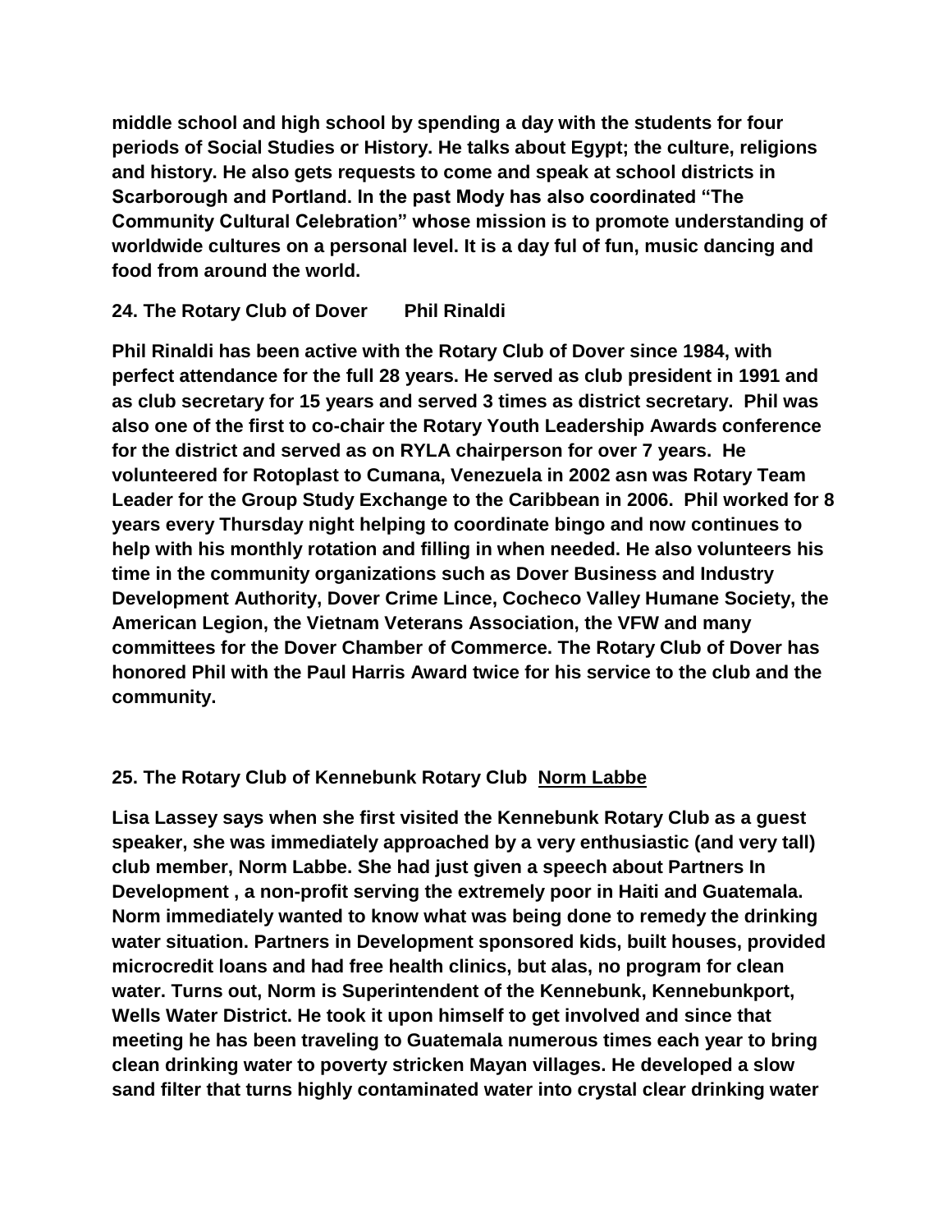**middle school and high school by spending a day with the students for four periods of Social Studies or History. He talks about Egypt; the culture, religions and history. He also gets requests to come and speak at school districts in Scarborough and Portland. In the past Mody has also coordinated "The Community Cultural Celebration" whose mission is to promote understanding of worldwide cultures on a personal level. It is a day ful of fun, music dancing and food from around the world.**

**24. The Rotary Club of Dover Phil Rinaldi**

**Phil Rinaldi has been active with the Rotary Club of Dover since 1984, with perfect attendance for the full 28 years. He served as club president in 1991 and as club secretary for 15 years and served 3 times as district secretary. Phil was also one of the first to co-chair the Rotary Youth Leadership Awards conference for the district and served as on RYLA chairperson for over 7 years. He volunteered for Rotoplast to Cumana, Venezuela in 2002 asn was Rotary Team Leader for the Group Study Exchange to the Caribbean in 2006. Phil worked for 8 years every Thursday night helping to coordinate bingo and now continues to help with his monthly rotation and filling in when needed. He also volunteers his time in the community organizations such as Dover Business and Industry Development Authority, Dover Crime Lince, Cocheco Valley Humane Society, the American Legion, the Vietnam Veterans Association, the VFW and many committees for the Dover Chamber of Commerce. The Rotary Club of Dover has honored Phil with the Paul Harris Award twice for his service to the club and the community.**

**25. The Rotary Club of Kennebunk Rotary Club <u>Norm Labbe</u>**

**Lisa Lassey says when she first visited the Kennebunk Rotary Club as a guest speaker, she was immediately approached by a very enthusiastic (and very tall) club member, Norm Labbe. She had just given a speech about Partners In Development , a non-profit serving the extremely poor in Haiti and Guatemala. Norm immediately wanted to know what was being done to remedy the drinking water situation. Partners in Development sponsored kids, built houses, provided microcredit loans and had free health clinics, but alas, no program for clean water. Turns out, Norm is Superintendent of the Kennebunk, Kennebunkport, Wells Water District. He took it upon himself to get involved and since that meeting he has been traveling to Guatemala numerous times each year to bring clean drinking water to poverty stricken Mayan villages. He developed a slow sand filter that turns highly contaminated water into crystal clear drinking water**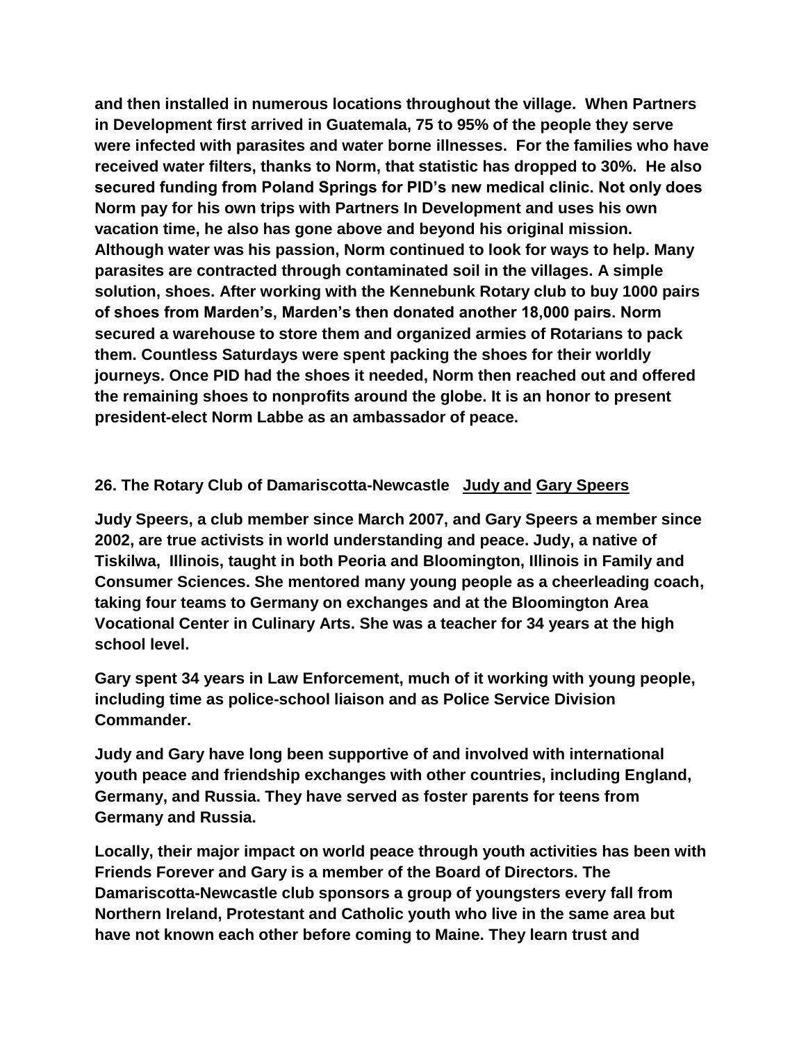**and then installed in numerous locations throughout the village. When Partners in Development first arrived in Guatemala, 75 to 95% of the people they serve were infected with parasites and water borne illnesses. For the families who have received water filters, thanks to Norm, that statistic has dropped to 30%. He also secured funding from Poland Springs for PID's new medical clinic. Not only does Norm pay for his own trips with Partners In Development and uses his own vacation time, he also has gone above and beyond his original mission. Although water was his passion, Norm continued to look for ways to help. Many parasites are contracted through contaminated soil in the villages. A simple solution, shoes. After working with the Kennebunk Rotary club to buy 1000 pairs of shoes from Marden's, Marden's then donated another 18,000 pairs. Norm secured a warehouse to store them and organized armies of Rotarians to pack them. Countless Saturdays were spent packing the shoes for their worldly journeys. Once PID had the shoes it needed, Norm then reached out and offered the remaining shoes to nonprofits around the globe. It is an honor to present president-elect Norm Labbe as an ambassador of peace.**

**26. The Rotary Club of Damariscotta-Newcastle** <u>**Judy and**</u> <u>**Gary Speers**</u>

**Judy Speers, a club member since March 2007, and Gary Speers a member since 2002, are true activists in world understanding and peace. Judy, a native of Tiskilwa, Illinois, taught in both Peoria and Bloomington, Illinois in Family and Consumer Sciences. She mentored many young people as a cheerleading coach, taking four teams to Germany on exchanges and at the Bloomington Area Vocational Center in Culinary Arts. She was a teacher for 34 years at the high school level.**

**Gary spent 34 years in Law Enforcement, much of it working with young people, including time as police-school liaison and as Police Service Division Commander.**

**Judy and Gary have long been supportive of and involved with international youth peace and friendship exchanges with other countries, including England, Germany, and Russia. They have served as foster parents for teens from Germany and Russia.**

**Locally, their major impact on world peace through youth activities has been with Friends Forever and Gary is a member of the Board of Directors. The Damariscotta-Newcastle club sponsors a group of youngsters every fall from Northern Ireland, Protestant and Catholic youth who live in the same area but have not known each other before coming to Maine. They learn trust and**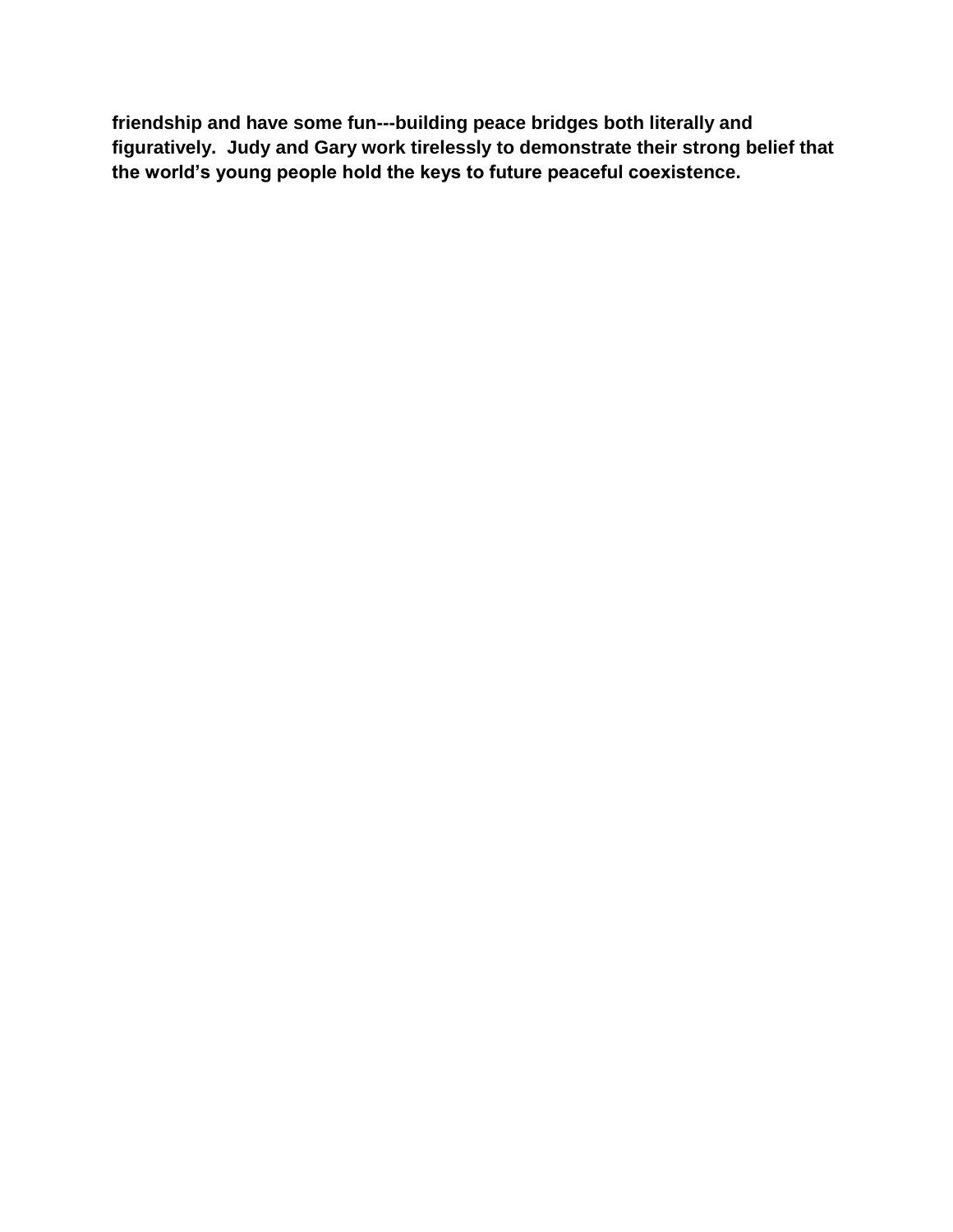**friendship and have some fun---building peace bridges both literally and figuratively.  Judy and Gary work tirelessly to demonstrate their strong belief that the world's young people hold the keys to future peaceful coexistence.**